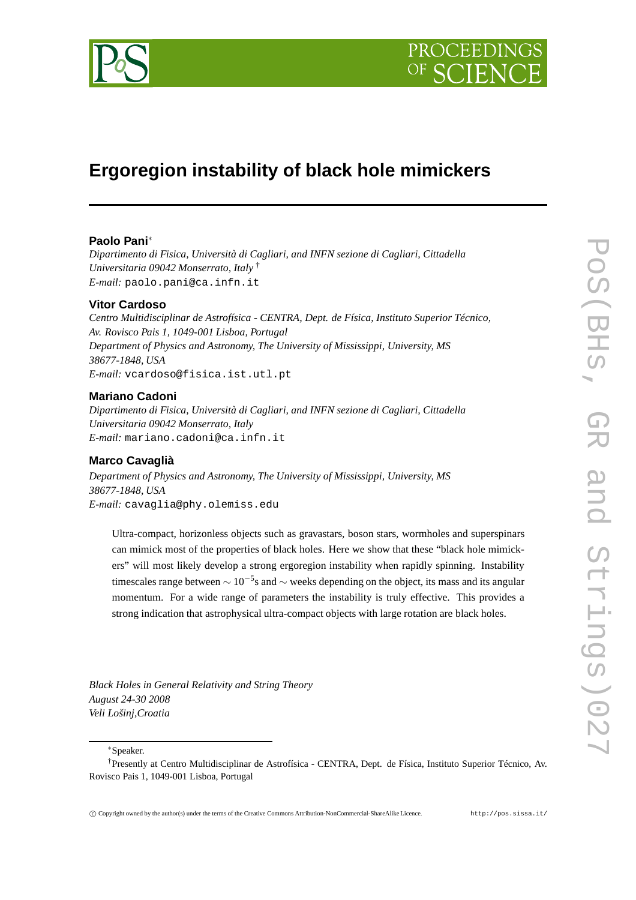# Ergoregion instability of black hole mimickers

**Paolo Pani***

*Dipartimento di Fisica, Università di Cagliari, and INFN sezione di Cagliari, Cittadella Universitaria 09042 Monserrato, Italy* [†]

*E-mail:* paolo.pani@ca.infn.it

**Vitor Cardoso**

*Centro Multidisciplinar de Astrofísica - CENTRA, Dept. de Física, Instituto Superior Técnico, Av. Rovisco Pais 1, 1049-001 Lisboa, Portugal*

*Department of Physics and Astronomy, The University of Mississippi, University, MS 38677-1848, USA*

*E-mail:* vcardoso@fisica.ist.utl.pt

**Mariano Cadoni**

*Dipartimento di Fisica, Università di Cagliari, and INFN sezione di Cagliari, Cittadella Universitaria 09042 Monserrato, Italy*

*E-mail:* mariano.cadoni@ca.infn.it

**Marco Cavaglià**

*Department of Physics and Astronomy, The University of Mississippi, University, MS 38677-1848, USA*

*E-mail:* cavaglia@phy.olemiss.edu

Ultra-compact, horizonless objects such as gravastars, boson stars, wormholes and superspinars can mimick most of the properties of black holes. Here we show that these "black hole mimickers" will most likely develop a strong ergoregion instability when rapidly spinning. Instability timescales range between $\sim 10^{-5}$s and $\sim$ weeks depending on the object, its mass and its angular momentum. For a wide range of parameters the instability is truly effective. This provides a strong indication that astrophysical ultra-compact objects with large rotation are black holes.

*Black Holes in General Relativity and String Theory*
*August 24-30 2008*
*Veli Lošinj,Croatia*

*Speaker.

[†]Presently at Centro Multidisciplinar de Astrofísica - CENTRA, Dept. de Física, Instituto Superior Técnico, Av. Rovisco Pais 1, 1049-001 Lisboa, Portugal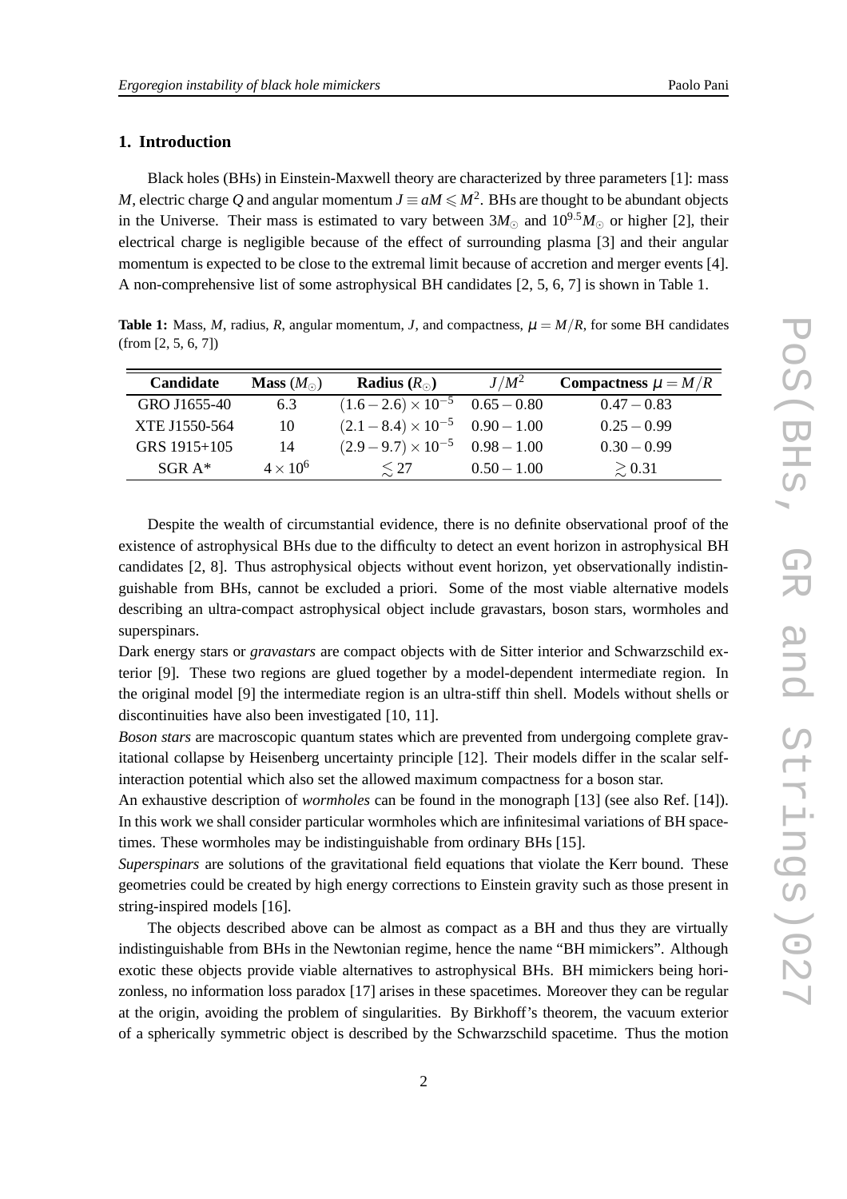## 1. Introduction

Black holes (BHs) in Einstein-Maxwell theory are characterized by three parameters [1]: mass $M$, electric charge $Q$ and angular momentum $J \equiv aM \leqslant M^2$. BHs are thought to be abundant objects in the Universe. Their mass is estimated to vary between $3M_\odot$ and $10^{9.5}M_\odot$ or higher [2], their electrical charge is negligible because of the effect of surrounding plasma [3] and their angular momentum is expected to be close to the extremal limit because of accretion and merger events [4]. A non-comprehensive list of some astrophysical BH candidates [2, 5, 6, 7] is shown in Table 1.

**Table 1:** Mass, $M$, radius, $R$, angular momentum, $J$, and compactness, $\mu = M/R$, for some BH candidates (from [2, 5, 6, 7])

| Candidate | Mass ($M_\odot$) | Radius ($R_\odot$) | $J/M^2$ | Compactness $\mu = M/R$ |
|---|---|---|---|---|
| GRO J1655-40 | 6.3 | $(1.6-2.6)\times 10^{-5}$ | $0.65-0.80$ | $0.47-0.83$ |
| XTE J1550-564 | 10 | $(2.1-8.4)\times 10^{-5}$ | $0.90-1.00$ | $0.25-0.99$ |
| GRS 1915+105 | 14 | $(2.9-9.7)\times 10^{-5}$ | $0.98-1.00$ | $0.30-0.99$ |
| SGR A* | $4\times 10^6$ | $\lesssim 27$ | $0.50-1.00$ | $\gtrsim 0.31$ |

Despite the wealth of circumstantial evidence, there is no definite observational proof of the existence of astrophysical BHs due to the difficulty to detect an event horizon in astrophysical BH candidates [2, 8]. Thus astrophysical objects without event horizon, yet observationally indistinguishable from BHs, cannot be excluded a priori. Some of the most viable alternative models describing an ultra-compact astrophysical object include gravastars, boson stars, wormholes and superspinars.

Dark energy stars or *gravastars* are compact objects with de Sitter interior and Schwarzschild exterior [9]. These two regions are glued together by a model-dependent intermediate region. In the original model [9] the intermediate region is an ultra-stiff thin shell. Models without shells or discontinuities have also been investigated [10, 11].

*Boson stars* are macroscopic quantum states which are prevented from undergoing complete gravitational collapse by Heisenberg uncertainty principle [12]. Their models differ in the scalar self-interaction potential which also set the allowed maximum compactness for a boson star.

An exhaustive description of *wormholes* can be found in the monograph [13] (see also Ref. [14]). In this work we shall consider particular wormholes which are infinitesimal variations of BH spacetimes. These wormholes may be indistinguishable from ordinary BHs [15].

*Superspinars* are solutions of the gravitational field equations that violate the Kerr bound. These geometries could be created by high energy corrections to Einstein gravity such as those present in string-inspired models [16].

The objects described above can be almost as compact as a BH and thus they are virtually indistinguishable from BHs in the Newtonian regime, hence the name "BH mimickers". Although exotic these objects provide viable alternatives to astrophysical BHs. BH mimickers being horizonless, no information loss paradox [17] arises in these spacetimes. Moreover they can be regular at the origin, avoiding the problem of singularities. By Birkhoff's theorem, the vacuum exterior of a spherically symmetric object is described by the Schwarzschild spacetime. Thus the motion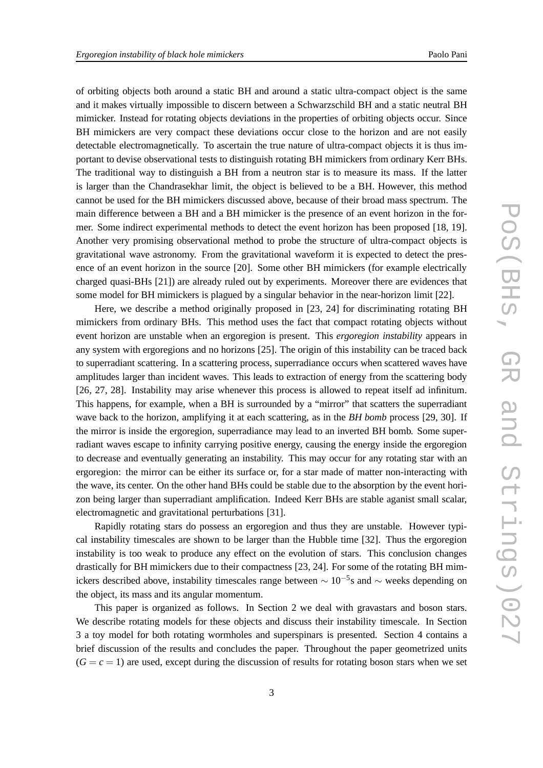of orbiting objects both around a static BH and around a static ultra-compact object is the same and it makes virtually impossible to discern between a Schwarzschild BH and a static neutral BH mimicker. Instead for rotating objects deviations in the properties of orbiting objects occur. Since BH mimickers are very compact these deviations occur close to the horizon and are not easily detectable electromagnetically. To ascertain the true nature of ultra-compact objects it is thus important to devise observational tests to distinguish rotating BH mimickers from ordinary Kerr BHs. The traditional way to distinguish a BH from a neutron star is to measure its mass. If the latter is larger than the Chandrasekhar limit, the object is believed to be a BH. However, this method cannot be used for the BH mimickers discussed above, because of their broad mass spectrum. The main difference between a BH and a BH mimicker is the presence of an event horizon in the former. Some indirect experimental methods to detect the event horizon has been proposed [18, 19]. Another very promising observational method to probe the structure of ultra-compact objects is gravitational wave astronomy. From the gravitational waveform it is expected to detect the presence of an event horizon in the source [20]. Some other BH mimickers (for example electrically charged quasi-BHs [21]) are already ruled out by experiments. Moreover there are evidences that some model for BH mimickers is plagued by a singular behavior in the near-horizon limit [22].

Here, we describe a method originally proposed in [23, 24] for discriminating rotating BH mimickers from ordinary BHs. This method uses the fact that compact rotating objects without event horizon are unstable when an ergoregion is present. This *ergoregion instability* appears in any system with ergoregions and no horizons [25]. The origin of this instability can be traced back to superradiant scattering. In a scattering process, superradiance occurs when scattered waves have amplitudes larger than incident waves. This leads to extraction of energy from the scattering body [26, 27, 28]. Instability may arise whenever this process is allowed to repeat itself ad infinitum. This happens, for example, when a BH is surrounded by a "mirror" that scatters the superradiant wave back to the horizon, amplifying it at each scattering, as in the *BH bomb* process [29, 30]. If the mirror is inside the ergoregion, superradiance may lead to an inverted BH bomb. Some superradiant waves escape to infinity carrying positive energy, causing the energy inside the ergoregion to decrease and eventually generating an instability. This may occur for any rotating star with an ergoregion: the mirror can be either its surface or, for a star made of matter non-interacting with the wave, its center. On the other hand BHs could be stable due to the absorption by the event horizon being larger than superradiant amplification. Indeed Kerr BHs are stable aganist small scalar, electromagnetic and gravitational perturbations [31].

Rapidly rotating stars do possess an ergoregion and thus they are unstable. However typical instability timescales are shown to be larger than the Hubble time [32]. Thus the ergoregion instability is too weak to produce any effect on the evolution of stars. This conclusion changes drastically for BH mimickers due to their compactness [23, 24]. For some of the rotating BH mimickers described above, instability timescales range between $\sim 10^{-5}$s and $\sim$ weeks depending on the object, its mass and its angular momentum.

This paper is organized as follows. In Section 2 we deal with gravastars and boson stars. We describe rotating models for these objects and discuss their instability timescale. In Section 3 a toy model for both rotating wormholes and superspinars is presented. Section 4 contains a brief discussion of the results and concludes the paper. Throughout the paper geometrized units ($G = c = 1$) are used, except during the discussion of results for rotating boson stars when we set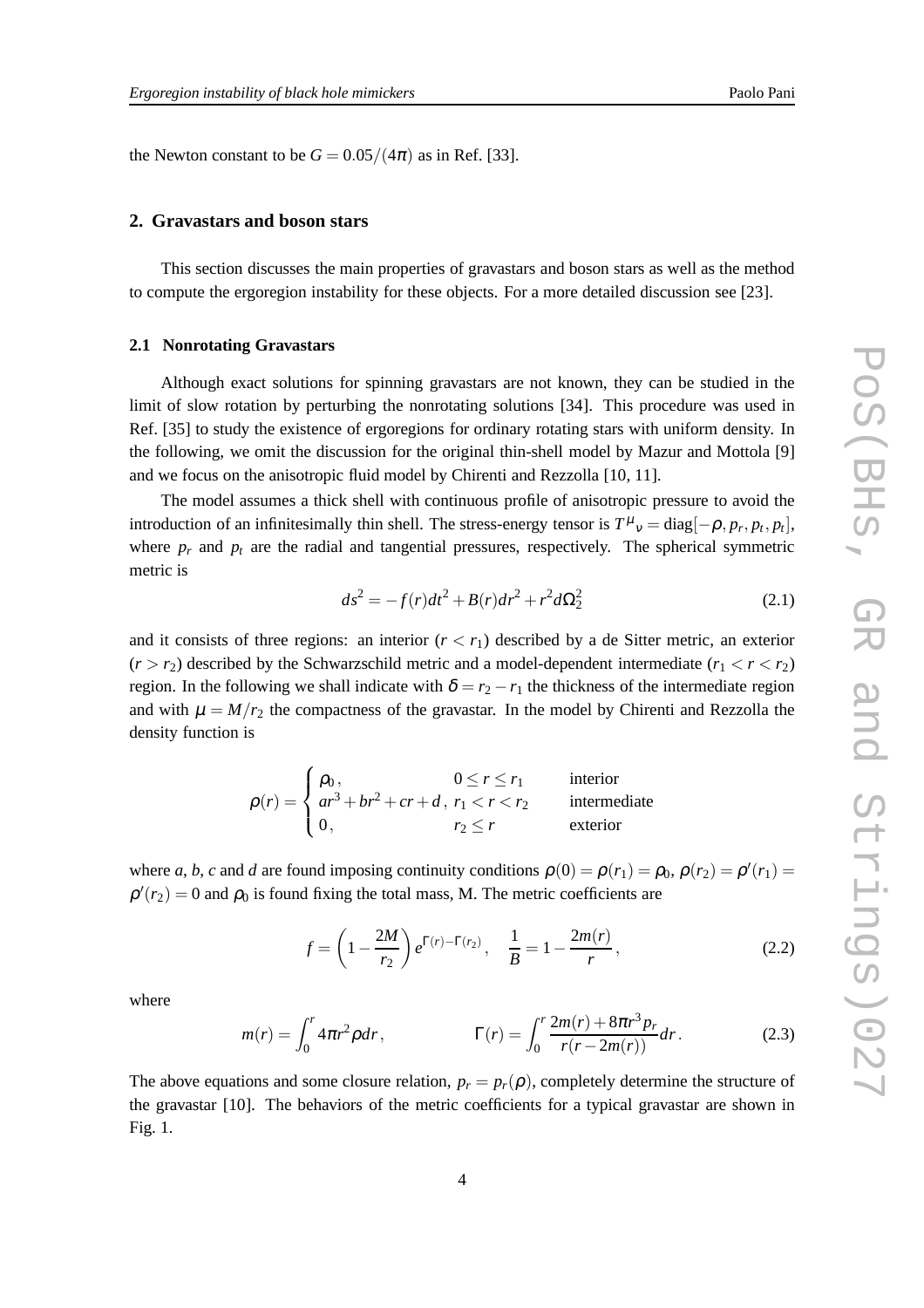the Newton constant to be $G = 0.05/(4\pi)$ as in Ref. [33].

## 2. Gravastars and boson stars

This section discusses the main properties of gravastars and boson stars as well as the method to compute the ergoregion instability for these objects. For a more detailed discussion see [23].

### 2.1 Nonrotating Gravastars

Although exact solutions for spinning gravastars are not known, they can be studied in the limit of slow rotation by perturbing the nonrotating solutions [34]. This procedure was used in Ref. [35] to study the existence of ergoregions for ordinary rotating stars with uniform density. In the following, we omit the discussion for the original thin-shell model by Mazur and Mottola [9] and we focus on the anisotropic fluid model by Chirenti and Rezzolla [10, 11].

The model assumes a thick shell with continuous profile of anisotropic pressure to avoid the introduction of an infinitesimally thin shell. The stress-energy tensor is $T^{\mu}{}_{\nu} = \mathrm{diag}[-\rho, p_r, p_t, p_t]$, where $p_r$ and $p_t$ are the radial and tangential pressures, respectively. The spherical symmetric metric is

$$ds^2 = -f(r)dt^2 + B(r)dr^2 + r^2 d\Omega_2^2 \tag{2.1}$$

and it consists of three regions: an interior ($r < r_1$) described by a de Sitter metric, an exterior ($r > r_2$) described by the Schwarzschild metric and a model-dependent intermediate ($r_1 < r < r_2$) region. In the following we shall indicate with $\delta = r_2 - r_1$ the thickness of the intermediate region and with $\mu = M/r_2$ the compactness of the gravastar. In the model by Chirenti and Rezzolla the density function is

$$\rho(r) = \begin{cases} \rho_0\,, & 0 \le r \le r_1 \qquad \text{interior} \\ ar^3 + br^2 + cr + d\,, & r_1 < r < r_2 \qquad \text{intermediate} \\ 0\,, & r_2 \le r \qquad \text{exterior} \end{cases}$$

where $a$, $b$, $c$ and $d$ are found imposing continuity conditions $\rho(0) = \rho(r_1) = \rho_0$, $\rho(r_2) = \rho'(r_1) = \rho'(r_2) = 0$ and $\rho_0$ is found fixing the total mass, M. The metric coefficients are

$$f = \left(1 - \frac{2M}{r_2}\right) e^{\Gamma(r) - \Gamma(r_2)}\,, \quad \frac{1}{B} = 1 - \frac{2m(r)}{r}\,, \tag{2.2}$$

where

$$m(r) = \int_0^r 4\pi r^2 \rho dr\,, \qquad \Gamma(r) = \int_0^r \frac{2m(r) + 8\pi r^3 p_r}{r(r - 2m(r))} dr\,. \tag{2.3}$$

The above equations and some closure relation, $p_r = p_r(\rho)$, completely determine the structure of the gravastar [10]. The behaviors of the metric coefficients for a typical gravastar are shown in Fig. 1.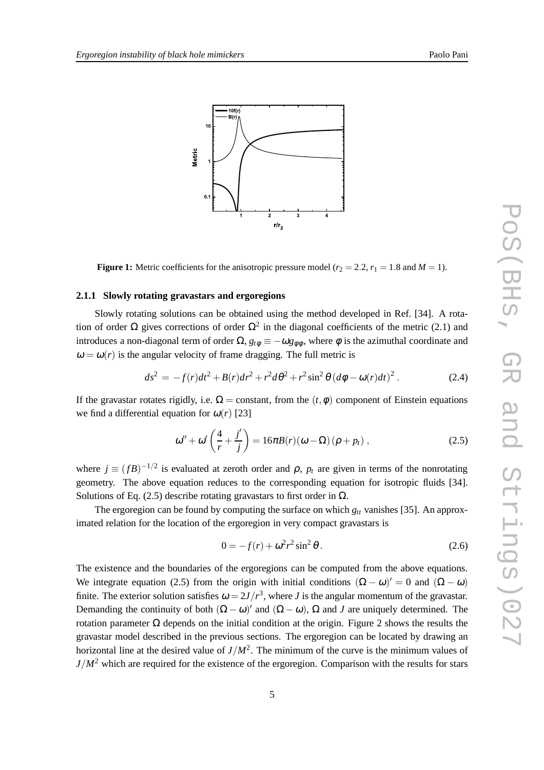**Figure 1:** Metric coefficients for the anisotropic pressure model ($r_2 = 2.2$, $r_1 = 1.8$ and $M = 1$).

#### 2.1.1 Slowly rotating gravastars and ergoregions

Slowly rotating solutions can be obtained using the method developed in Ref. [34]. A rotation of order $\Omega$ gives corrections of order $\Omega^2$ in the diagonal coefficients of the metric (2.1) and introduces a non-diagonal term of order $\Omega$, $g_{t\phi} \equiv -\omega g_{\phi\phi}$, where $\phi$ is the azimuthal coordinate and $\omega = \omega(r)$ is the angular velocity of frame dragging. The full metric is

$$ds^2 = -f(r)dt^2 + B(r)dr^2 + r^2 d\theta^2 + r^2 \sin^2\theta \left(d\phi - \omega(r)dt\right)^2 . \tag{2.4}$$

If the gravastar rotates rigidly, i.e. $\Omega =$ constant, from the $(t,\phi)$ component of Einstein equations we find a differential equation for $\omega(r)$ [23]

$$\omega'' + \omega' \left(\frac{4}{r} + \frac{j'}{j}\right) = 16\pi B(r)(\omega - \Omega)(\rho + p_t) , \tag{2.5}$$

where $j \equiv (fB)^{-1/2}$ is evaluated at zeroth order and $\rho$, $p_t$ are given in terms of the nonrotating geometry. The above equation reduces to the corresponding equation for isotropic fluids [34]. Solutions of Eq. (2.5) describe rotating gravastars to first order in $\Omega$.

The ergoregion can be found by computing the surface on which $g_{tt}$ vanishes [35]. An approximated relation for the location of the ergoregion in very compact gravastars is

$$0 = -f(r) + \omega^2 r^2 \sin^2\theta . \tag{2.6}$$

The existence and the boundaries of the ergoregions can be computed from the above equations. We integrate equation (2.5) from the origin with initial conditions $(\Omega - \omega)' = 0$ and $(\Omega - \omega)$ finite. The exterior solution satisfies $\omega = 2J/r^3$, where $J$ is the angular momentum of the gravastar. Demanding the continuity of both $(\Omega - \omega)'$ and $(\Omega - \omega)$, $\Omega$ and $J$ are uniquely determined. The rotation parameter $\Omega$ depends on the initial condition at the origin. Figure 2 shows the results the gravastar model described in the previous sections. The ergoregion can be located by drawing an horizontal line at the desired value of $J/M^2$. The minimum of the curve is the minimum values of $J/M^2$ which are required for the existence of the ergoregion. Comparison with the results for stars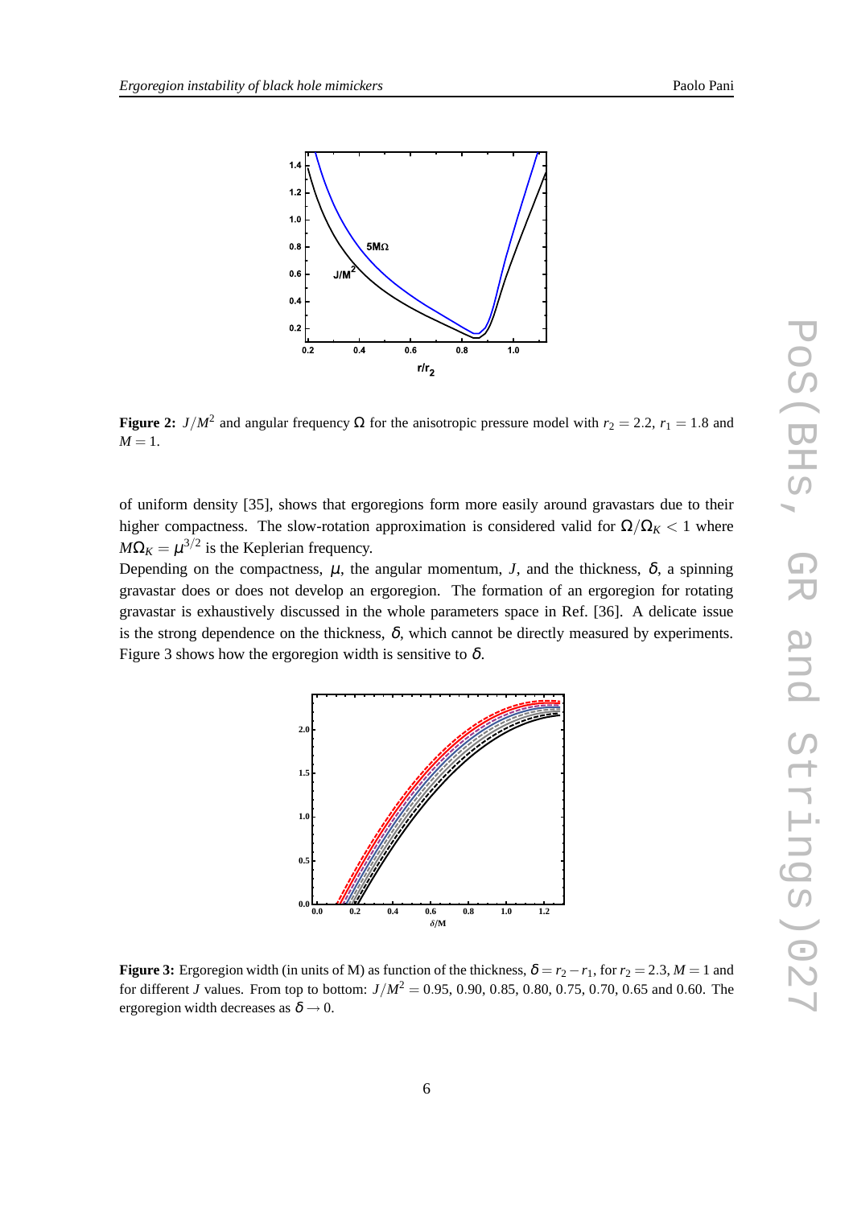**Figure 2:** $J/M^2$ and angular frequency $\Omega$ for the anisotropic pressure model with $r_2 = 2.2$, $r_1 = 1.8$ and $M = 1$.

of uniform density [35], shows that ergoregions form more easily around gravastars due to their higher compactness. The slow-rotation approximation is considered valid for $\Omega/\Omega_K < 1$ where $M\Omega_K = \mu^{3/2}$ is the Keplerian frequency.

Depending on the compactness, $\mu$, the angular momentum, $J$, and the thickness, $\delta$, a spinning gravastar does or does not develop an ergoregion. The formation of an ergoregion for rotating gravastar is exhaustively discussed in the whole parameters space in Ref. [36]. A delicate issue is the strong dependence on the thickness, $\delta$, which cannot be directly measured by experiments. Figure 3 shows how the ergoregion width is sensitive to $\delta$.

**Figure 3:** Ergoregion width (in units of M) as function of the thickness, $\delta = r_2 - r_1$, for $r_2 = 2.3$, $M = 1$ and for different $J$ values. From top to bottom: $J/M^2 = 0.95$, 0.90, 0.85, 0.80, 0.75, 0.70, 0.65 and 0.60. The ergoregion width decreases as $\delta \to 0$.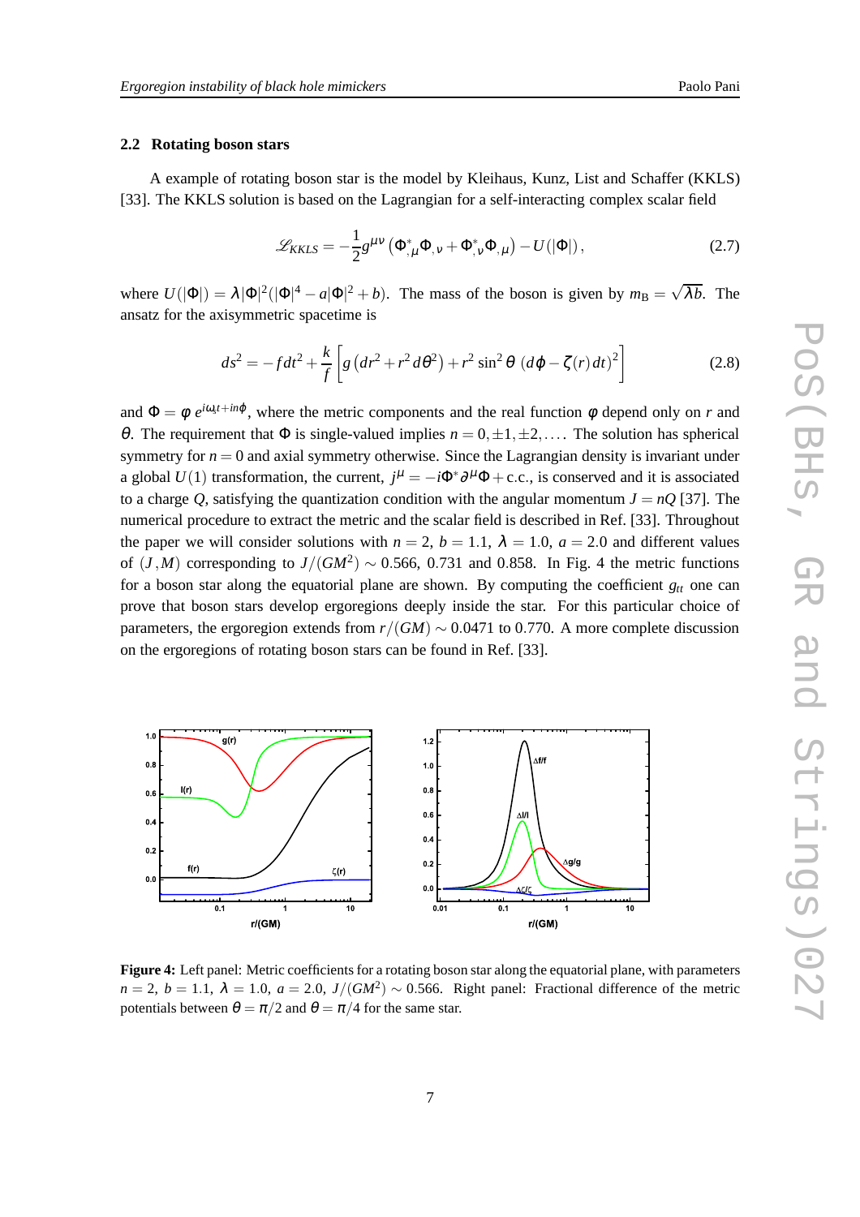### 2.2 Rotating boson stars

A example of rotating boson star is the model by Kleihaus, Kunz, List and Schaffer (KKLS) [33]. The KKLS solution is based on the Lagrangian for a self-interacting complex scalar field

$$\mathscr{L}_{KKLS} = -\frac{1}{2}g^{\mu\nu}\left(\Phi^*_{,\mu}\Phi_{,\nu} + \Phi^*_{,\nu}\Phi_{,\mu}\right) - U(|\Phi|)\,, \tag{2.7}$$

where $U(|\Phi|) = \lambda|\Phi|^2(|\Phi|^4 - a|\Phi|^2 + b)$. The mass of the boson is given by $m_{\rm B} = \sqrt{\lambda b}$. The ansatz for the axisymmetric spacetime is

$$ds^2 = -f dt^2 + \frac{k}{f}\left[g\left(dr^2 + r^2 d\theta^2\right) + r^2\sin^2\theta\,\left(d\varphi - \zeta(r)\,dt\right)^2\right] \tag{2.8}$$

and $\Phi = \phi\, e^{i\omega_s t + in\varphi}$, where the metric components and the real function $\phi$ depend only on $r$ and $\theta$. The requirement that $\Phi$ is single-valued implies $n = 0, \pm1, \pm2, \ldots$. The solution has spherical symmetry for $n = 0$ and axial symmetry otherwise. Since the Lagrangian density is invariant under a global $U(1)$ transformation, the current, $j^\mu = -i\Phi^*\partial^\mu\Phi + \text{c.c.}$, is conserved and it is associated to a charge $Q$, satisfying the quantization condition with the angular momentum $J = nQ$ [37]. The numerical procedure to extract the metric and the scalar field is described in Ref. [33]. Throughout the paper we will consider solutions with $n = 2$, $b = 1.1$, $\lambda = 1.0$, $a = 2.0$ and different values of $(J, M)$ corresponding to $J/(GM^2) \sim 0.566$, 0.731 and 0.858. In Fig. 4 the metric functions for a boson star along the equatorial plane are shown. By computing the coefficient $g_{tt}$ one can prove that boson stars develop ergoregions deeply inside the star. For this particular choice of parameters, the ergoregion extends from $r/(GM) \sim 0.0471$ to 0.770. A more complete discussion on the ergoregions of rotating boson stars can be found in Ref. [33].

**Figure 4:** Left panel: Metric coefficients for a rotating boson star along the equatorial plane, with parameters $n = 2$, $b = 1.1$, $\lambda = 1.0$, $a = 2.0$, $J/(GM^2) \sim 0.566$. Right panel: Fractional difference of the metric potentials between $\theta = \pi/2$ and $\theta = \pi/4$ for the same star.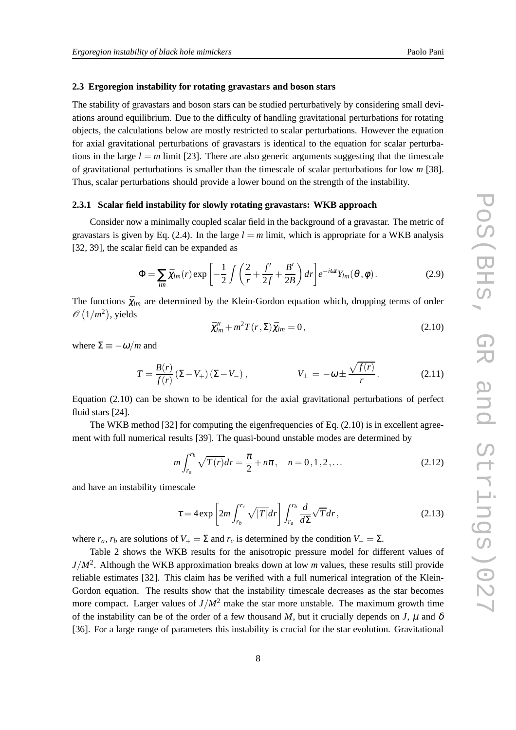### 2.3 Ergoregion instability for rotating gravastars and boson stars

The stability of gravastars and boson stars can be studied perturbatively by considering small deviations around equilibrium. Due to the difficulty of handling gravitational perturbations for rotating objects, the calculations below are mostly restricted to scalar perturbations. However the equation for axial gravitational perturbations of gravastars is identical to the equation for scalar perturbations in the large $l = m$ limit [23]. There are also generic arguments suggesting that the timescale of gravitational perturbations is smaller than the timescale of scalar perturbations for low $m$ [38]. Thus, scalar perturbations should provide a lower bound on the strength of the instability.

#### 2.3.1 Scalar field instability for slowly rotating gravastars: WKB approach

Consider now a minimally coupled scalar field in the background of a gravastar. The metric of gravastars is given by Eq. (2.4). In the large $l = m$ limit, which is appropriate for a WKB analysis [32, 39], the scalar field can be expanded as

$$\Phi = \sum_{lm} \bar{\chi}_{lm}(r) \exp\left[-\frac{1}{2}\int\left(\frac{2}{r}+\frac{f'}{2f}+\frac{B'}{2B}\right)dr\right] e^{-i\omega t} Y_{lm}(\vartheta,\varphi)\,. \tag{2.9}$$

The functions $\bar{\chi}_{lm}$ are determined by the Klein-Gordon equation which, dropping terms of order $\mathscr{O}\left(1/m^2\right)$, yields

$$\bar{\chi}_{lm}'' + m^2 T(r,\Sigma)\bar{\chi}_{lm} = 0\,, \tag{2.10}$$

where $\Sigma \equiv -\omega/m$ and

$$T = \frac{B(r)}{f(r)}\left(\Sigma - V_+\right)\left(\Sigma - V_-\right)\,, \qquad\qquad V_\pm = -\omega \pm \frac{\sqrt{f(r)}}{r}\,. \tag{2.11}$$

Equation (2.10) can be shown to be identical for the axial gravitational perturbations of perfect fluid stars [24].

The WKB method [32] for computing the eigenfrequencies of Eq. (2.10) is in excellent agreement with full numerical results [39]. The quasi-bound unstable modes are determined by

$$m\int_{r_a}^{r_b}\sqrt{T(r)}dr = \frac{\pi}{2} + n\pi\,, \quad n = 0,1,2,\ldots \tag{2.12}$$

and have an instability timescale

$$\tau = 4\exp\left[2m\int_{r_b}^{r_c}\sqrt{|T|}dr\right]\int_{r_a}^{r_b}\frac{d}{d\Sigma}\sqrt{T}dr\,, \tag{2.13}$$

where $r_a$, $r_b$ are solutions of $V_+ = \Sigma$ and $r_c$ is determined by the condition $V_- = \Sigma$.

Table 2 shows the WKB results for the anisotropic pressure model for different values of $J/M^2$. Although the WKB approximation breaks down at low $m$ values, these results still provide reliable estimates [32]. This claim has be verified with a full numerical integration of the Klein-Gordon equation. The results show that the instability timescale decreases as the star becomes more compact. Larger values of $J/M^2$ make the star more unstable. The maximum growth time of the instability can be of the order of a few thousand $M$, but it crucially depends on $J$, $\mu$ and $\delta$ [36]. For a large range of parameters this instability is crucial for the star evolution. Gravitational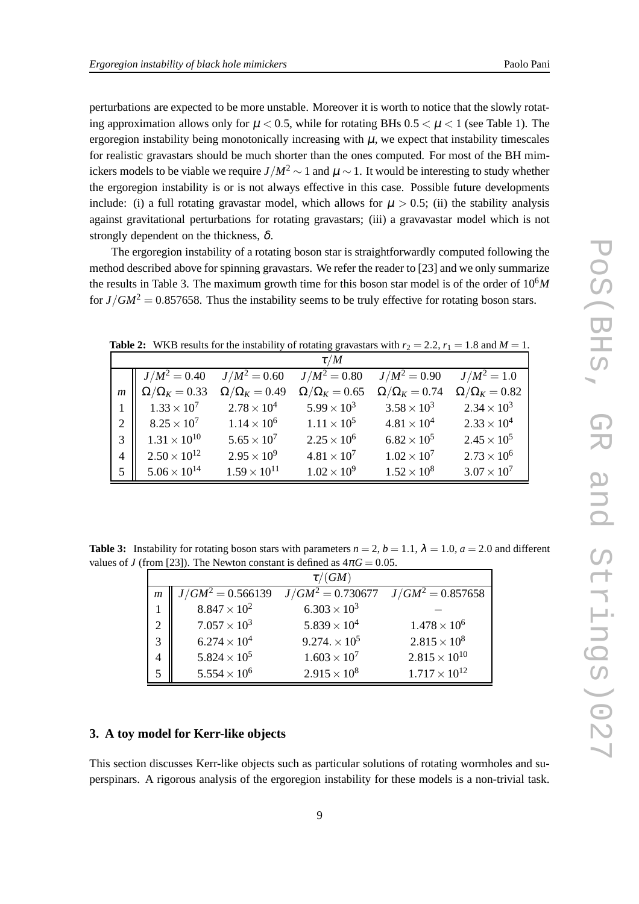perturbations are expected to be more unstable. Moreover it is worth to notice that the slowly rotating approximation allows only for $\mu < 0.5$, while for rotating BHs $0.5 < \mu < 1$ (see Table 1). The ergoregion instability being monotonically increasing with $\mu$, we expect that instability timescales for realistic gravastars should be much shorter than the ones computed. For most of the BH mimickers models to be viable we require $J/M^2 \sim 1$ and $\mu \sim 1$. It would be interesting to study whether the ergoregion instability is or is not always effective in this case. Possible future developments include: (i) a full rotating gravastar model, which allows for $\mu > 0.5$; (ii) the stability analysis against gravitational perturbations for rotating gravastars; (iii) a gravavastar model which is not strongly dependent on the thickness, $\delta$.

The ergoregion instability of a rotating boson star is straightforwardly computed following the method described above for spinning gravastars. We refer the reader to [23] and we only summarize the results in Table 3. The maximum growth time for this boson star model is of the order of $10^6 M$ for $J/GM^2 = 0.857658$. Thus the instability seems to be truly effective for rotating boson stars.

**Table 2:** WKB results for the instability of rotating gravastars with $r_2 = 2.2$, $r_1 = 1.8$ and $M = 1$.

| | $\tau/M$ | | | | |
|---|---|---|---|---|---|
| | $J/M^2 = 0.40$ | $J/M^2 = 0.60$ | $J/M^2 = 0.80$ | $J/M^2 = 0.90$ | $J/M^2 = 1.0$ |
| $m$ | $\Omega/\Omega_K = 0.33$ | $\Omega/\Omega_K = 0.49$ | $\Omega/\Omega_K = 0.65$ | $\Omega/\Omega_K = 0.74$ | $\Omega/\Omega_K = 0.82$ |
| 1 | $1.33 \times 10^7$ | $2.78 \times 10^4$ | $5.99 \times 10^3$ | $3.58 \times 10^3$ | $2.34 \times 10^3$ |
| 2 | $8.25 \times 10^7$ | $1.14 \times 10^6$ | $1.11 \times 10^5$ | $4.81 \times 10^4$ | $2.33 \times 10^4$ |
| 3 | $1.31 \times 10^{10}$ | $5.65 \times 10^7$ | $2.25 \times 10^6$ | $6.82 \times 10^5$ | $2.45 \times 10^5$ |
| 4 | $2.50 \times 10^{12}$ | $2.95 \times 10^9$ | $4.81 \times 10^7$ | $1.02 \times 10^7$ | $2.73 \times 10^6$ |
| 5 | $5.06 \times 10^{14}$ | $1.59 \times 10^{11}$ | $1.02 \times 10^9$ | $1.52 \times 10^8$ | $3.07 \times 10^7$ |

**Table 3:** Instability for rotating boson stars with parameters $n = 2$, $b = 1.1$, $\lambda = 1.0$, $a = 2.0$ and different values of $J$ (from [23]). The Newton constant is defined as $4\pi G = 0.05$.

| | $\tau/(GM)$ | | |
|---|---|---|---|
| $m$ | $J/GM^2 = 0.566139$ | $J/GM^2 = 0.730677$ | $J/GM^2 = 0.857658$ |
| 1 | $8.847 \times 10^2$ | $6.303 \times 10^3$ | – |
| 2 | $7.057 \times 10^3$ | $5.839 \times 10^4$ | $1.478 \times 10^6$ |
| 3 | $6.274 \times 10^4$ | $9.274. \times 10^5$ | $2.815 \times 10^8$ |
| 4 | $5.824 \times 10^5$ | $1.603 \times 10^7$ | $2.815 \times 10^{10}$ |
| 5 | $5.554 \times 10^6$ | $2.915 \times 10^8$ | $1.717 \times 10^{12}$ |

## 3. A toy model for Kerr-like objects

This section discusses Kerr-like objects such as particular solutions of rotating wormholes and superspinars. A rigorous analysis of the ergoregion instability for these models is a non-trivial task.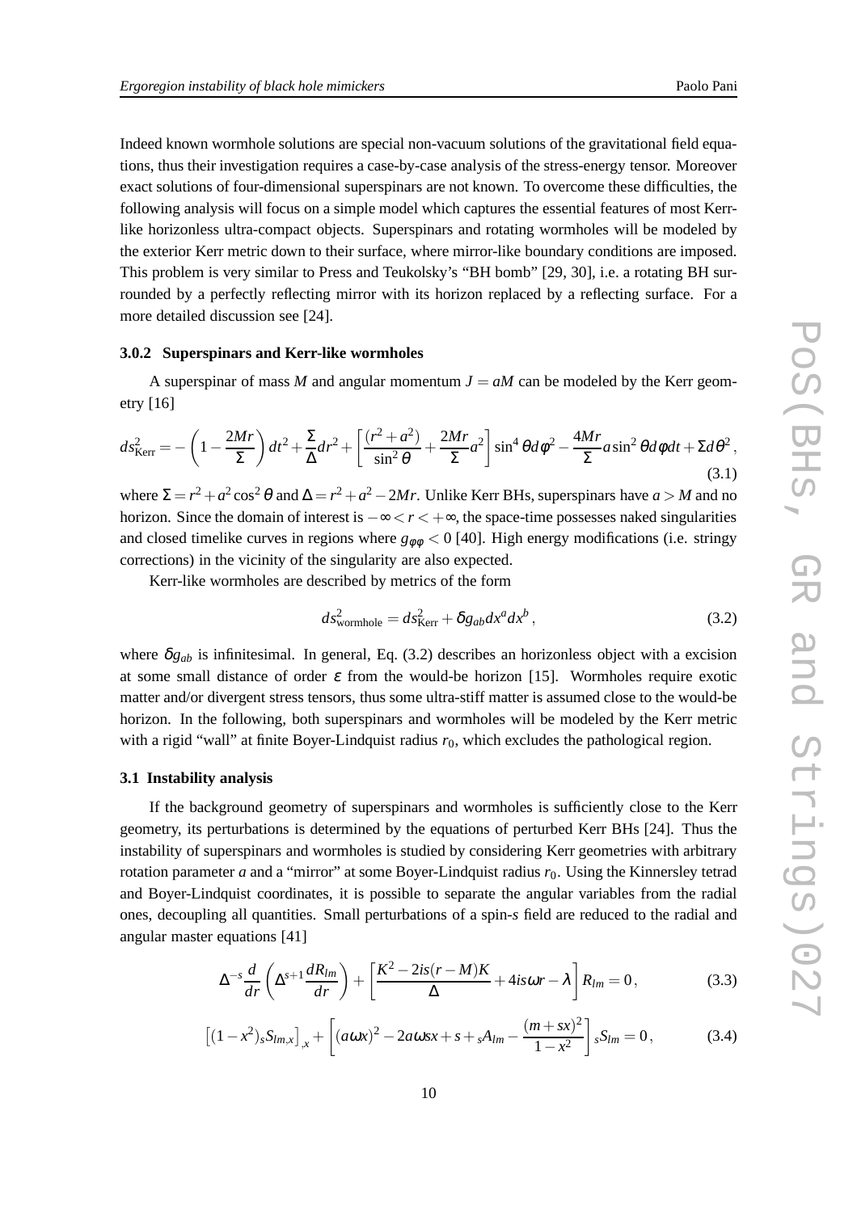Indeed known wormhole solutions are special non-vacuum solutions of the gravitational field equations, thus their investigation requires a case-by-case analysis of the stress-energy tensor. Moreover exact solutions of four-dimensional superspinars are not known. To overcome these difficulties, the following analysis will focus on a simple model which captures the essential features of most Kerr-like horizonless ultra-compact objects. Superspinars and rotating wormholes will be modeled by the exterior Kerr metric down to their surface, where mirror-like boundary conditions are imposed. This problem is very similar to Press and Teukolsky's "BH bomb" [29, 30], i.e. a rotating BH surrounded by a perfectly reflecting mirror with its horizon replaced by a reflecting surface. For a more detailed discussion see [24].

#### 3.0.2 Superspinars and Kerr-like wormholes

A superspinar of mass $M$ and angular momentum $J = aM$ can be modeled by the Kerr geometry [16]

$$ds^2_{\rm Kerr} = -\left(1-\frac{2Mr}{\Sigma}\right)dt^2 + \frac{\Sigma}{\Delta}dr^2 + \left[\frac{(r^2+a^2)}{\sin^2\theta} + \frac{2Mr}{\Sigma}a^2\right]\sin^4\theta d\phi^2 - \frac{4Mr}{\Sigma}a\sin^2\theta d\phi dt + \Sigma d\theta^2\,, \tag{3.1}$$

where $\Sigma = r^2 + a^2\cos^2\theta$ and $\Delta = r^2 + a^2 - 2Mr$. Unlike Kerr BHs, superspinars have $a > M$ and no horizon. Since the domain of interest is $-\infty < r < +\infty$, the space-time possesses naked singularities and closed timelike curves in regions where $g_{\phi\phi} < 0$ [40]. High energy modifications (i.e. stringy corrections) in the vicinity of the singularity are also expected.

Kerr-like wormholes are described by metrics of the form

$$ds^2_{\rm wormhole} = ds^2_{\rm Kerr} + \delta g_{ab}dx^a dx^b\,, \tag{3.2}$$

where $\delta g_{ab}$ is infinitesimal. In general, Eq. (3.2) describes an horizonless object with a excision at some small distance of order $\varepsilon$ from the would-be horizon [15]. Wormholes require exotic matter and/or divergent stress tensors, thus some ultra-stiff matter is assumed close to the would-be horizon. In the following, both superspinars and wormholes will be modeled by the Kerr metric with a rigid "wall" at finite Boyer-Lindquist radius $r_0$, which excludes the pathological region.

### 3.1 Instability analysis

If the background geometry of superspinars and wormholes is sufficiently close to the Kerr geometry, its perturbations is determined by the equations of perturbed Kerr BHs [24]. Thus the instability of superspinars and wormholes is studied by considering Kerr geometries with arbitrary rotation parameter $a$ and a "mirror" at some Boyer-Lindquist radius $r_0$. Using the Kinnersley tetrad and Boyer-Lindquist coordinates, it is possible to separate the angular variables from the radial ones, decoupling all quantities. Small perturbations of a spin-$s$ field are reduced to the radial and angular master equations [41]

$$\Delta^{-s}\frac{d}{dr}\left(\Delta^{s+1}\frac{dR_{lm}}{dr}\right) + \left[\frac{K^2 - 2is(r-M)K}{\Delta} + 4is\omega r - \lambda\right]R_{lm} = 0\,, \tag{3.3}$$

$$\left[(1-x^2)\,{}_sS_{lm,x}\right]_{,x} + \left[(a\omega x)^2 - 2a\omega sx + s + {}_sA_{lm} - \frac{(m+sx)^2}{1-x^2}\right]{}_sS_{lm} = 0\,, \tag{3.4}$$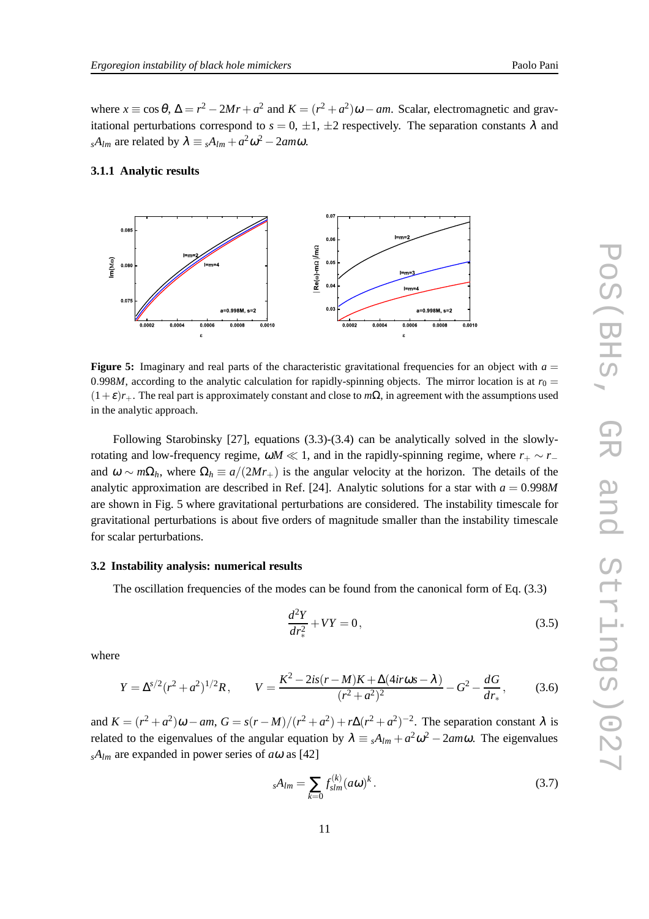where $x \equiv \cos\theta$, $\Delta = r^2 - 2Mr + a^2$ and $K = (r^2+a^2)\omega - am$. Scalar, electromagnetic and gravitational perturbations correspond to $s = 0$, $\pm 1$, $\pm 2$ respectively. The separation constants $\lambda$ and ${}_sA_{lm}$ are related by $\lambda \equiv {}_sA_{lm} + a^2\omega^2 - 2am\omega$.

#### 3.1.1 Analytic results

**Figure 5:** Imaginary and real parts of the characteristic gravitational frequencies for an object with $a = 0.998M$, according to the analytic calculation for rapidly-spinning objects. The mirror location is at $r_0 = (1+\varepsilon)r_+$. The real part is approximately constant and close to $m\Omega$, in agreement with the assumptions used in the analytic approach.

Following Starobinsky [27], equations (3.3)-(3.4) can be analytically solved in the slowly-rotating and low-frequency regime, $\omega M \ll 1$, and in the rapidly-spinning regime, where $r_+ \sim r_-$ and $\omega \sim m\Omega_h$, where $\Omega_h \equiv a/(2Mr_+)$ is the angular velocity at the horizon. The details of the analytic approximation are described in Ref. [24]. Analytic solutions for a star with $a = 0.998M$ are shown in Fig. 5 where gravitational perturbations are considered. The instability timescale for gravitational perturbations is about five orders of magnitude smaller than the instability timescale for scalar perturbations.

### 3.2 Instability analysis: numerical results

The oscillation frequencies of the modes can be found from the canonical form of Eq. (3.3)

$$\frac{d^2Y}{dr_*^2} + VY = 0\,, \tag{3.5}$$

where

$$Y = \Delta^{s/2}(r^2+a^2)^{1/2}R\,, \qquad V = \frac{K^2 - 2is(r-M)K + \Delta(4ir\omega s - \lambda)}{(r^2+a^2)^2} - G^2 - \frac{dG}{dr_*}\,, \tag{3.6}$$

and $K = (r^2+a^2)\omega - am$, $G = s(r-M)/(r^2+a^2) + r\Delta(r^2+a^2)^{-2}$. The separation constant $\lambda$ is related to the eigenvalues of the angular equation by $\lambda \equiv {}_sA_{lm} + a^2\omega^2 - 2am\omega$. The eigenvalues ${}_sA_{lm}$ are expanded in power series of $a\omega$ as [42]

$${}_sA_{lm} = \sum_{k=0} f_{slm}^{(k)}(a\omega)^k\,. \tag{3.7}$$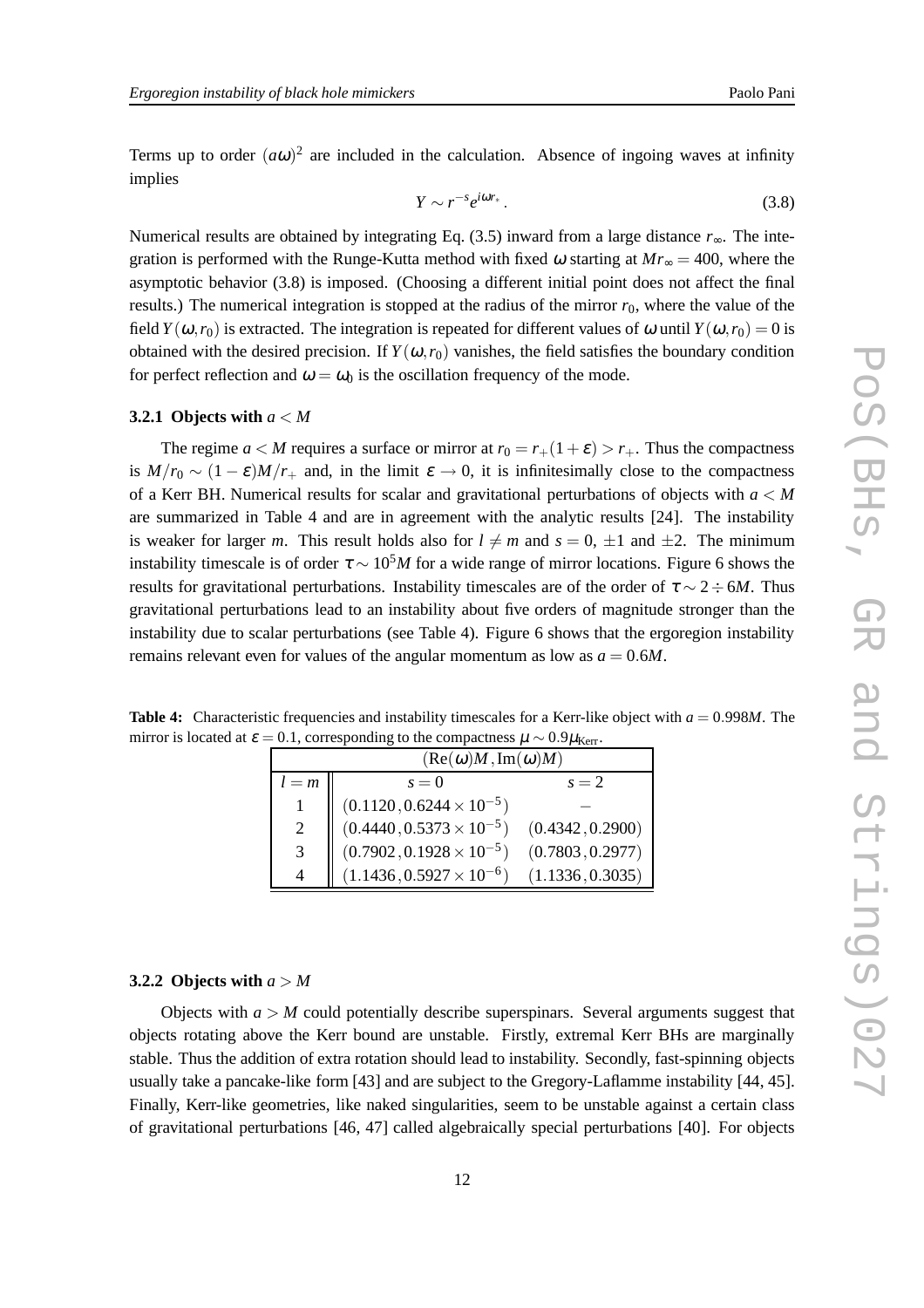Terms up to order $(a\omega)^2$ are included in the calculation. Absence of ingoing waves at infinity implies

$$Y \sim r^{-s} e^{i\omega r_*} . \tag{3.8}$$

Numerical results are obtained by integrating Eq. (3.5) inward from a large distance $r_\infty$. The integration is performed with the Runge-Kutta method with fixed $\omega$ starting at $Mr_\infty = 400$, where the asymptotic behavior (3.8) is imposed. (Choosing a different initial point does not affect the final results.) The numerical integration is stopped at the radius of the mirror $r_0$, where the value of the field $Y(\omega, r_0)$ is extracted. The integration is repeated for different values of $\omega$ until $Y(\omega, r_0) = 0$ is obtained with the desired precision. If $Y(\omega, r_0)$ vanishes, the field satisfies the boundary condition for perfect reflection and $\omega = \omega_0$ is the oscillation frequency of the mode.

#### 3.2.1 Objects with $a < M$

The regime $a < M$ requires a surface or mirror at $r_0 = r_+(1+\varepsilon) > r_+$. Thus the compactness is $M/r_0 \sim (1-\varepsilon)M/r_+$ and, in the limit $\varepsilon \to 0$, it is infinitesimally close to the compactness of a Kerr BH. Numerical results for scalar and gravitational perturbations of objects with $a < M$ are summarized in Table 4 and are in agreement with the analytic results [24]. The instability is weaker for larger $m$. This result holds also for $l \neq m$ and $s = 0$, $\pm 1$ and $\pm 2$. The minimum instability timescale is of order $\tau \sim 10^5 M$ for a wide range of mirror locations. Figure 6 shows the results for gravitational perturbations. Instability timescales are of the order of $\tau \sim 2 \div 6M$. Thus gravitational perturbations lead to an instability about five orders of magnitude stronger than the instability due to scalar perturbations (see Table 4). Figure 6 shows that the ergoregion instability remains relevant even for values of the angular momentum as low as $a = 0.6M$.

**Table 4:** Characteristic frequencies and instability timescales for a Kerr-like object with $a = 0.998M$. The mirror is located at $\varepsilon = 0.1$, corresponding to the compactness $\mu \sim 0.9\mu_{\rm Kerr}$.

| | $(\mathrm{Re}(\omega)M, \mathrm{Im}(\omega)M)$ | |
|---|---|---|
| $l = m$ | $s = 0$ | $s = 2$ |
| 1 | $(0.1120, 0.6244 \times 10^{-5})$ | $-$ |
| 2 | $(0.4440, 0.5373 \times 10^{-5})$ | $(0.4342, 0.2900)$ |
| 3 | $(0.7902, 0.1928 \times 10^{-5})$ | $(0.7803, 0.2977)$ |
| 4 | $(1.1436, 0.5927 \times 10^{-6})$ | $(1.1336, 0.3035)$ |

#### 3.2.2 Objects with $a > M$

Objects with $a > M$ could potentially describe superspinars. Several arguments suggest that objects rotating above the Kerr bound are unstable. Firstly, extremal Kerr BHs are marginally stable. Thus the addition of extra rotation should lead to instability. Secondly, fast-spinning objects usually take a pancake-like form [43] and are subject to the Gregory-Laflamme instability [44, 45]. Finally, Kerr-like geometries, like naked singularities, seem to be unstable against a certain class of gravitational perturbations [46, 47] called algebraically special perturbations [40]. For objects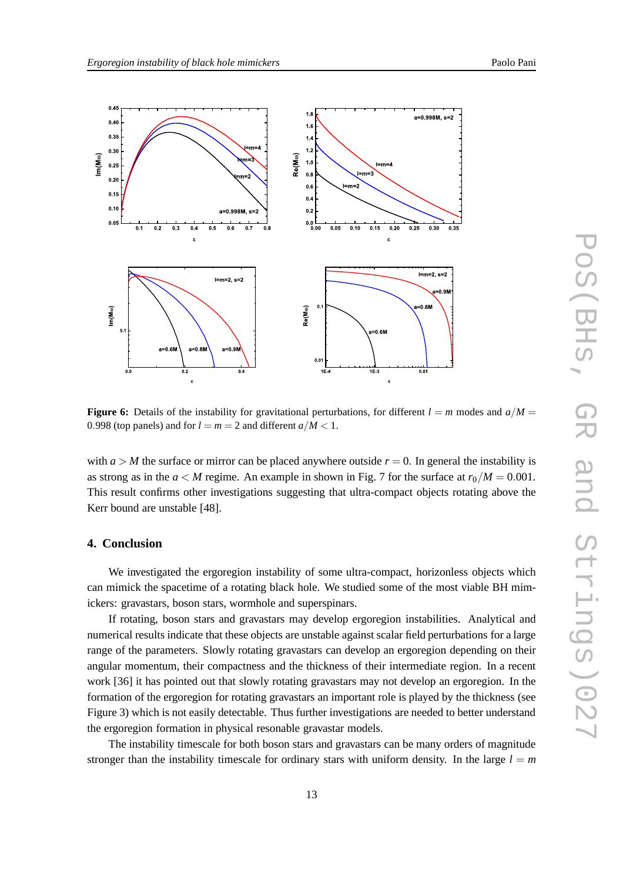**Figure 6:** Details of the instability for gravitational perturbations, for different $l = m$ modes and $a/M = 0.998$ (top panels) and for $l = m = 2$ and different $a/M < 1$.

with $a > M$ the surface or mirror can be placed anywhere outside $r = 0$. In general the instability is as strong as in the $a < M$ regime. An example in shown in Fig. 7 for the surface at $r_0/M = 0.001$. This result confirms other investigations suggesting that ultra-compact objects rotating above the Kerr bound are unstable [48].

## 4. Conclusion

We investigated the ergoregion instability of some ultra-compact, horizonless objects which can mimick the spacetime of a rotating black hole. We studied some of the most viable BH mimickers: gravastars, boson stars, wormhole and superspinars.

If rotating, boson stars and gravastars may develop ergoregion instabilities. Analytical and numerical results indicate that these objects are unstable against scalar field perturbations for a large range of the parameters. Slowly rotating gravastars can develop an ergoregion depending on their angular momentum, their compactness and the thickness of their intermediate region. In a recent work [36] it has pointed out that slowly rotating gravastars may not develop an ergoregion. In the formation of the ergoregion for rotating gravastars an important role is played by the thickness (see Figure 3) which is not easily detectable. Thus further investigations are needed to better understand the ergoregion formation in physical resonable gravastar models.

The instability timescale for both boson stars and gravastars can be many orders of magnitude stronger than the instability timescale for ordinary stars with uniform density. In the large $l = m$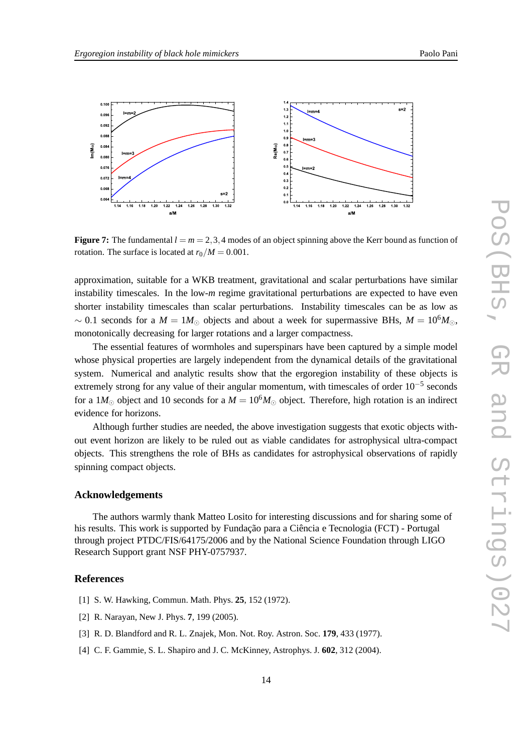**Figure 7:** The fundamental $l = m = 2, 3, 4$ modes of an object spinning above the Kerr bound as function of rotation. The surface is located at $r_0/M = 0.001$.

approximation, suitable for a WKB treatment, gravitational and scalar perturbations have similar instability timescales. In the low-$m$ regime gravitational perturbations are expected to have even shorter instability timescales than scalar perturbations. Instability timescales can be as low as $\sim 0.1$ seconds for a $M = 1M_\odot$ objects and about a week for supermassive BHs, $M = 10^6 M_\odot$, monotonically decreasing for larger rotations and a larger compactness.

The essential features of wormholes and superspinars have been captured by a simple model whose physical properties are largely independent from the dynamical details of the gravitational system. Numerical and analytic results show that the ergoregion instability of these objects is extremely strong for any value of their angular momentum, with timescales of order $10^{-5}$ seconds for a $1M_\odot$ object and 10 seconds for a $M = 10^6 M_\odot$ object. Therefore, high rotation is an indirect evidence for horizons.

Although further studies are needed, the above investigation suggests that exotic objects without event horizon are likely to be ruled out as viable candidates for astrophysical ultra-compact objects. This strengthens the role of BHs as candidates for astrophysical observations of rapidly spinning compact objects.

## Acknowledgements

The authors warmly thank Matteo Losito for interesting discussions and for sharing some of his results. This work is supported by Fundação para a Ciência e Tecnologia (FCT) - Portugal through project PTDC/FIS/64175/2006 and by the National Science Foundation through LIGO Research Support grant NSF PHY-0757937.

## References

[1] S. W. Hawking, Commun. Math. Phys. **25**, 152 (1972).

[2] R. Narayan, New J. Phys. **7**, 199 (2005).

[3] R. D. Blandford and R. L. Znajek, Mon. Not. Roy. Astron. Soc. **179**, 433 (1977).

[4] C. F. Gammie, S. L. Shapiro and J. C. McKinney, Astrophys. J. **602**, 312 (2004).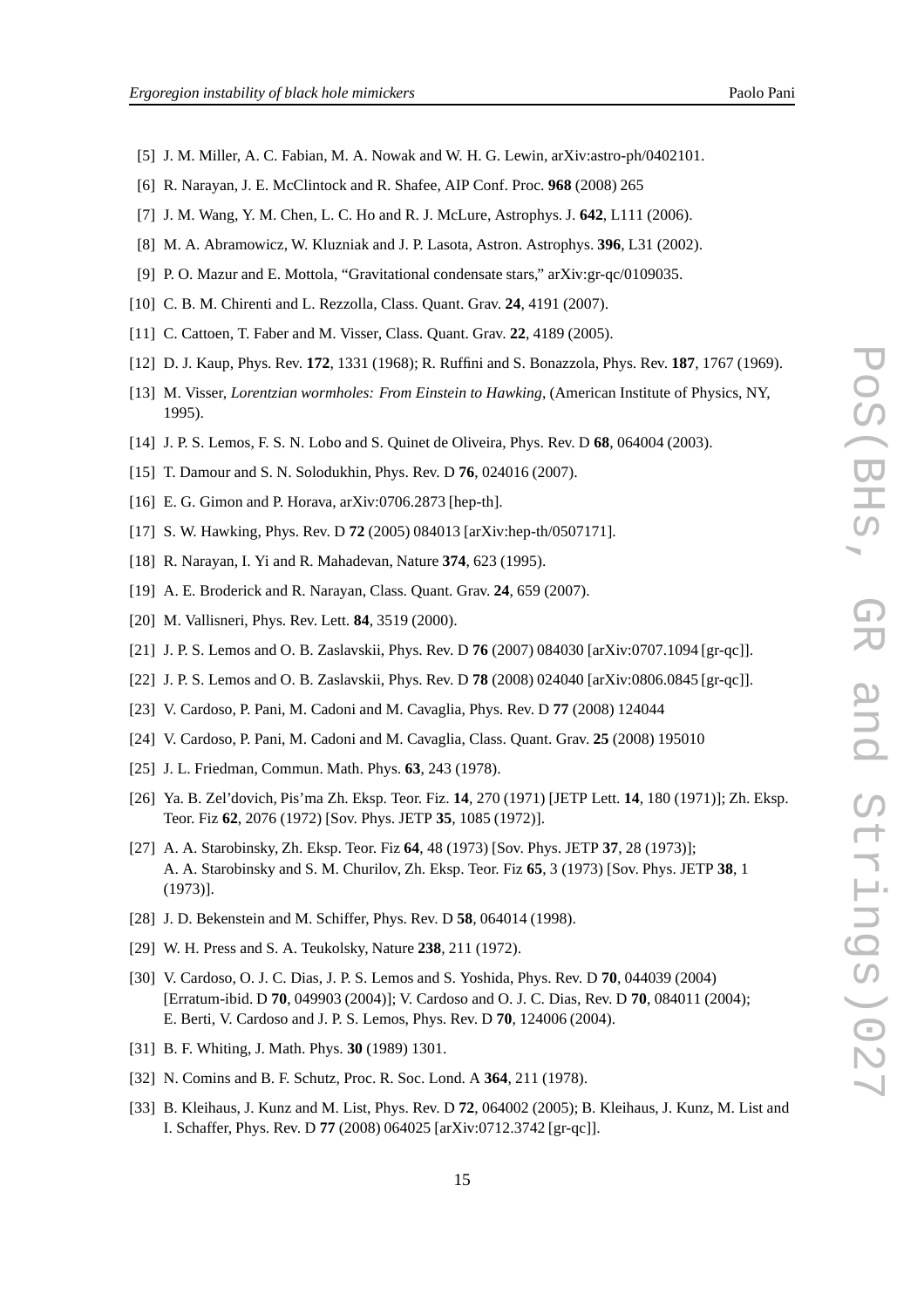[5] J. M. Miller, A. C. Fabian, M. A. Nowak and W. H. G. Lewin, arXiv:astro-ph/0402101.

[6] R. Narayan, J. E. McClintock and R. Shafee, AIP Conf. Proc. **968** (2008) 265

[7] J. M. Wang, Y. M. Chen, L. C. Ho and R. J. McLure, Astrophys. J. **642**, L111 (2006).

[8] M. A. Abramowicz, W. Kluzniak and J. P. Lasota, Astron. Astrophys. **396**, L31 (2002).

[9] P. O. Mazur and E. Mottola, "Gravitational condensate stars," arXiv:gr-qc/0109035.

[10] C. B. M. Chirenti and L. Rezzolla, Class. Quant. Grav. **24**, 4191 (2007).

[11] C. Cattoen, T. Faber and M. Visser, Class. Quant. Grav. **22**, 4189 (2005).

[12] D. J. Kaup, Phys. Rev. **172**, 1331 (1968); R. Ruffini and S. Bonazzola, Phys. Rev. **187**, 1767 (1969).

[13] M. Visser, *Lorentzian wormholes: From Einstein to Hawking*, (American Institute of Physics, NY, 1995).

[14] J. P. S. Lemos, F. S. N. Lobo and S. Quinet de Oliveira, Phys. Rev. D **68**, 064004 (2003).

[15] T. Damour and S. N. Solodukhin, Phys. Rev. D **76**, 024016 (2007).

[16] E. G. Gimon and P. Horava, arXiv:0706.2873 [hep-th].

[17] S. W. Hawking, Phys. Rev. D **72** (2005) 084013 [arXiv:hep-th/0507171].

[18] R. Narayan, I. Yi and R. Mahadevan, Nature **374**, 623 (1995).

[19] A. E. Broderick and R. Narayan, Class. Quant. Grav. **24**, 659 (2007).

[20] M. Vallisneri, Phys. Rev. Lett. **84**, 3519 (2000).

[21] J. P. S. Lemos and O. B. Zaslavskii, Phys. Rev. D **76** (2007) 084030 [arXiv:0707.1094 [gr-qc]].

[22] J. P. S. Lemos and O. B. Zaslavskii, Phys. Rev. D **78** (2008) 024040 [arXiv:0806.0845 [gr-qc]].

[23] V. Cardoso, P. Pani, M. Cadoni and M. Cavaglia, Phys. Rev. D **77** (2008) 124044

[24] V. Cardoso, P. Pani, M. Cadoni and M. Cavaglia, Class. Quant. Grav. **25** (2008) 195010

[25] J. L. Friedman, Commun. Math. Phys. **63**, 243 (1978).

[26] Ya. B. Zel'dovich, Pis'ma Zh. Eksp. Teor. Fiz. **14**, 270 (1971) [JETP Lett. **14**, 180 (1971)]; Zh. Eksp. Teor. Fiz **62**, 2076 (1972) [Sov. Phys. JETP **35**, 1085 (1972)].

[27] A. A. Starobinsky, Zh. Eksp. Teor. Fiz **64**, 48 (1973) [Sov. Phys. JETP **37**, 28 (1973)]; A. A. Starobinsky and S. M. Churilov, Zh. Eksp. Teor. Fiz **65**, 3 (1973) [Sov. Phys. JETP **38**, 1 (1973)].

[28] J. D. Bekenstein and M. Schiffer, Phys. Rev. D **58**, 064014 (1998).

[29] W. H. Press and S. A. Teukolsky, Nature **238**, 211 (1972).

[30] V. Cardoso, O. J. C. Dias, J. P. S. Lemos and S. Yoshida, Phys. Rev. D **70**, 044039 (2004) [Erratum-ibid. D **70**, 049903 (2004)]; V. Cardoso and O. J. C. Dias, Rev. D **70**, 084011 (2004); E. Berti, V. Cardoso and J. P. S. Lemos, Phys. Rev. D **70**, 124006 (2004).

[31] B. F. Whiting, J. Math. Phys. **30** (1989) 1301.

[32] N. Comins and B. F. Schutz, Proc. R. Soc. Lond. A **364**, 211 (1978).

[33] B. Kleihaus, J. Kunz and M. List, Phys. Rev. D **72**, 064002 (2005); B. Kleihaus, J. Kunz, M. List and I. Schaffer, Phys. Rev. D **77** (2008) 064025 [arXiv:0712.3742 [gr-qc]].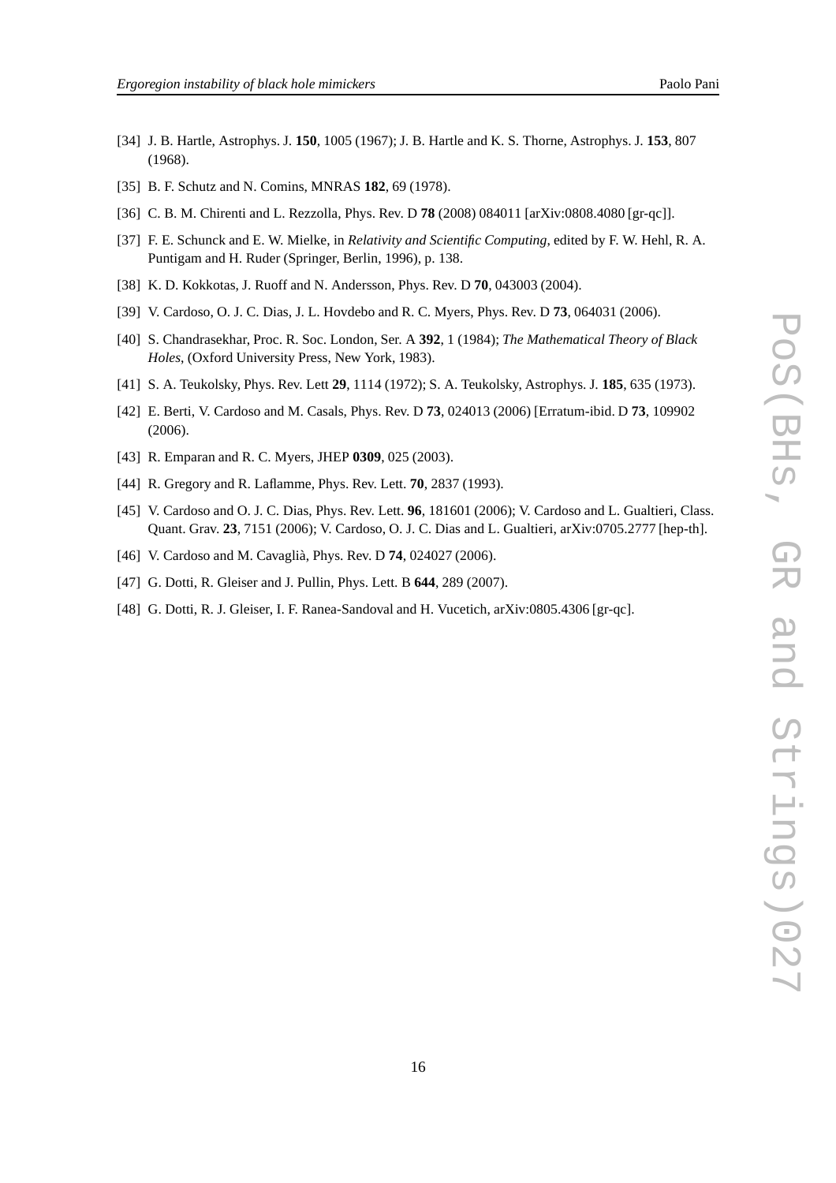[34] J. B. Hartle, Astrophys. J. **150**, 1005 (1967); J. B. Hartle and K. S. Thorne, Astrophys. J. **153**, 807 (1968).

[35] B. F. Schutz and N. Comins, MNRAS **182**, 69 (1978).

[36] C. B. M. Chirenti and L. Rezzolla, Phys. Rev. D **78** (2008) 084011 [arXiv:0808.4080 [gr-qc]].

[37] F. E. Schunck and E. W. Mielke, in *Relativity and Scientific Computing*, edited by F. W. Hehl, R. A. Puntigam and H. Ruder (Springer, Berlin, 1996), p. 138.

[38] K. D. Kokkotas, J. Ruoff and N. Andersson, Phys. Rev. D **70**, 043003 (2004).

[39] V. Cardoso, O. J. C. Dias, J. L. Hovdebo and R. C. Myers, Phys. Rev. D **73**, 064031 (2006).

[40] S. Chandrasekhar, Proc. R. Soc. London, Ser. A **392**, 1 (1984); *The Mathematical Theory of Black Holes*, (Oxford University Press, New York, 1983).

[41] S. A. Teukolsky, Phys. Rev. Lett **29**, 1114 (1972); S. A. Teukolsky, Astrophys. J. **185**, 635 (1973).

[42] E. Berti, V. Cardoso and M. Casals, Phys. Rev. D **73**, 024013 (2006) [Erratum-ibid. D **73**, 109902 (2006).

[43] R. Emparan and R. C. Myers, JHEP **0309**, 025 (2003).

[44] R. Gregory and R. Laflamme, Phys. Rev. Lett. **70**, 2837 (1993).

[45] V. Cardoso and O. J. C. Dias, Phys. Rev. Lett. **96**, 181601 (2006); V. Cardoso and L. Gualtieri, Class. Quant. Grav. **23**, 7151 (2006); V. Cardoso, O. J. C. Dias and L. Gualtieri, arXiv:0705.2777 [hep-th].

[46] V. Cardoso and M. Cavaglià, Phys. Rev. D **74**, 024027 (2006).

[47] G. Dotti, R. Gleiser and J. Pullin, Phys. Lett. B **644**, 289 (2007).

[48] G. Dotti, R. J. Gleiser, I. F. Ranea-Sandoval and H. Vucetich, arXiv:0805.4306 [gr-qc].